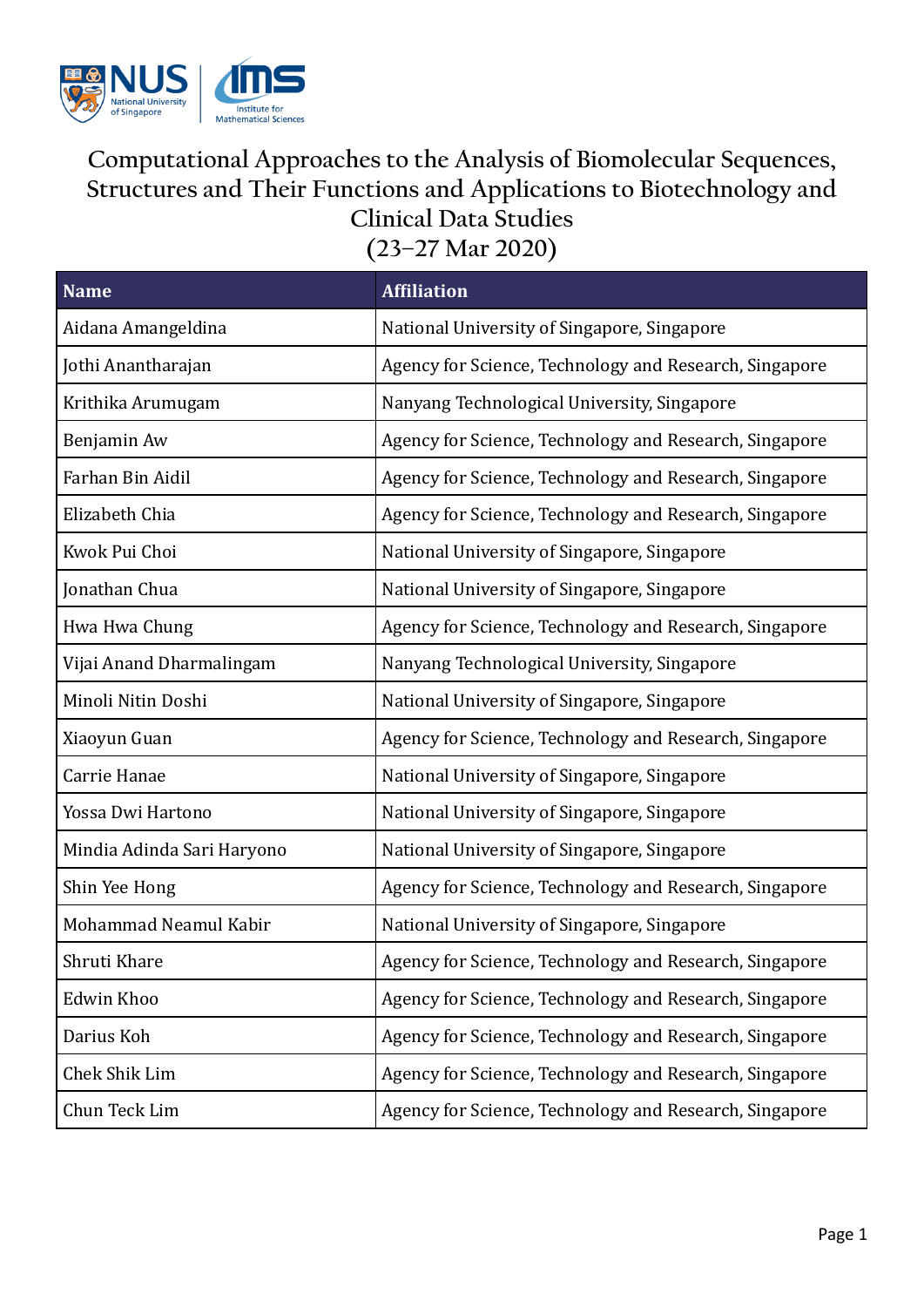# Computational Approaches to the Analysis of Biomolecular Sequences, Structures and Their Functions and Applications to Biotechnology and Clinical Data Studies

## (23–27 Mar 2020)

| Name | Affiliation |
|---|---|
| Aidana Amangeldina | National University of Singapore, Singapore |
| Jothi Anantharajan | Agency for Science, Technology and Research, Singapore |
| Krithika Arumugam | Nanyang Technological University, Singapore |
| Benjamin Aw | Agency for Science, Technology and Research, Singapore |
| Farhan Bin Aidil | Agency for Science, Technology and Research, Singapore |
| Elizabeth Chia | Agency for Science, Technology and Research, Singapore |
| Kwok Pui Choi | National University of Singapore, Singapore |
| Jonathan Chua | National University of Singapore, Singapore |
| Hwa Hwa Chung | Agency for Science, Technology and Research, Singapore |
| Vijai Anand Dharmalingam | Nanyang Technological University, Singapore |
| Minoli Nitin Doshi | National University of Singapore, Singapore |
| Xiaoyun Guan | Agency for Science, Technology and Research, Singapore |
| Carrie Hanae | National University of Singapore, Singapore |
| Yossa Dwi Hartono | National University of Singapore, Singapore |
| Mindia Adinda Sari Haryono | National University of Singapore, Singapore |
| Shin Yee Hong | Agency for Science, Technology and Research, Singapore |
| Mohammad Neamul Kabir | National University of Singapore, Singapore |
| Shruti Khare | Agency for Science, Technology and Research, Singapore |
| Edwin Khoo | Agency for Science, Technology and Research, Singapore |
| Darius Koh | Agency for Science, Technology and Research, Singapore |
| Chek Shik Lim | Agency for Science, Technology and Research, Singapore |
| Chun Teck Lim | Agency for Science, Technology and Research, Singapore |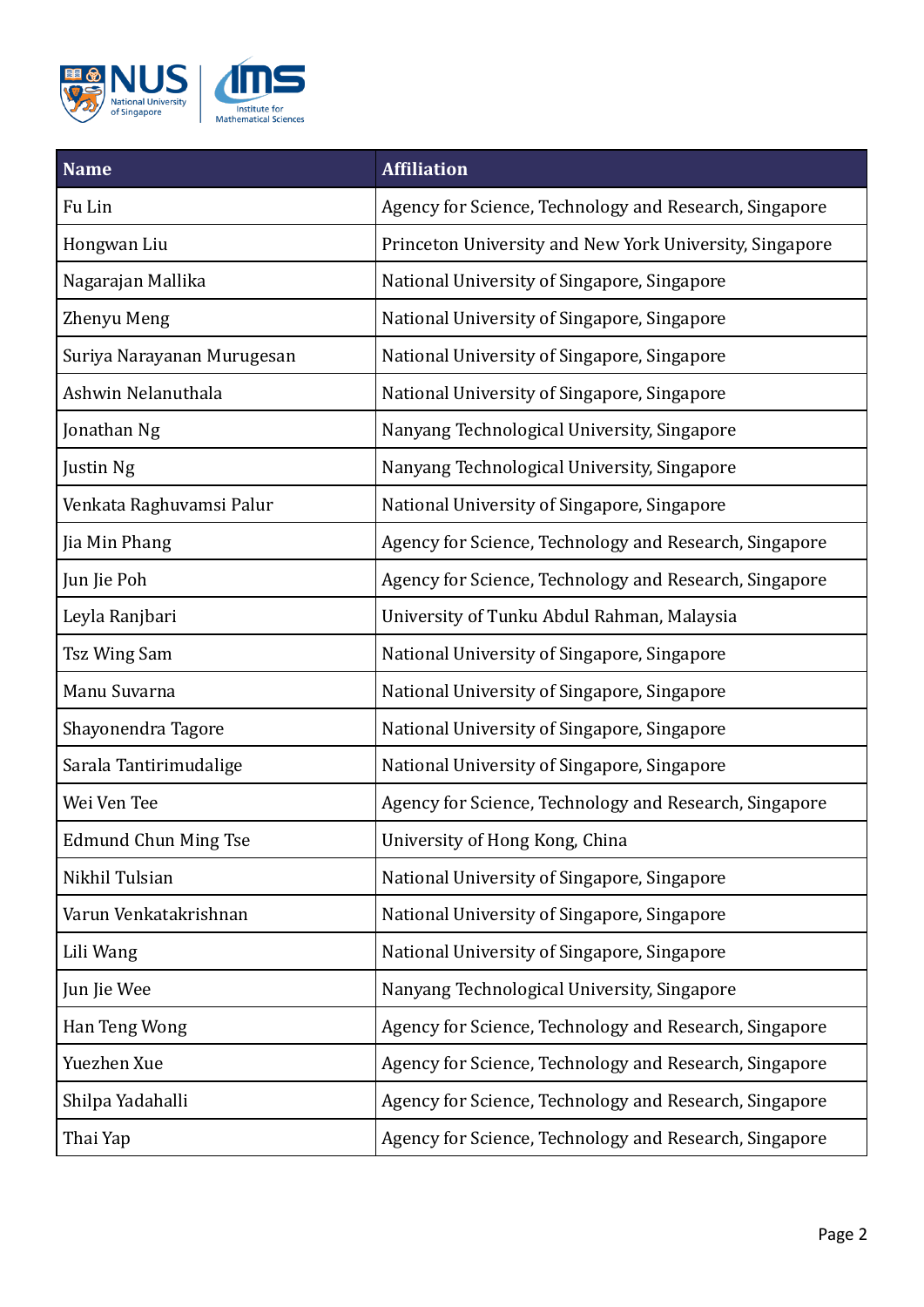| Name | Affiliation |
|---|---|
| Fu Lin | Agency for Science, Technology and Research, Singapore |
| Hongwan Liu | Princeton University and New York University, Singapore |
| Nagarajan Mallika | National University of Singapore, Singapore |
| Zhenyu Meng | National University of Singapore, Singapore |
| Suriya Narayanan Murugesan | National University of Singapore, Singapore |
| Ashwin Nelanuthala | National University of Singapore, Singapore |
| Jonathan Ng | Nanyang Technological University, Singapore |
| Justin Ng | Nanyang Technological University, Singapore |
| Venkata Raghuvamsi Palur | National University of Singapore, Singapore |
| Jia Min Phang | Agency for Science, Technology and Research, Singapore |
| Jun Jie Poh | Agency for Science, Technology and Research, Singapore |
| Leyla Ranjbari | University of Tunku Abdul Rahman, Malaysia |
| Tsz Wing Sam | National University of Singapore, Singapore |
| Manu Suvarna | National University of Singapore, Singapore |
| Shayonendra Tagore | National University of Singapore, Singapore |
| Sarala Tantirimudalige | National University of Singapore, Singapore |
| Wei Ven Tee | Agency for Science, Technology and Research, Singapore |
| Edmund Chun Ming Tse | University of Hong Kong, China |
| Nikhil Tulsian | National University of Singapore, Singapore |
| Varun Venkatakrishnan | National University of Singapore, Singapore |
| Lili Wang | National University of Singapore, Singapore |
| Jun Jie Wee | Nanyang Technological University, Singapore |
| Han Teng Wong | Agency for Science, Technology and Research, Singapore |
| Yuezhen Xue | Agency for Science, Technology and Research, Singapore |
| Shilpa Yadahalli | Agency for Science, Technology and Research, Singapore |
| Thai Yap | Agency for Science, Technology and Research, Singapore |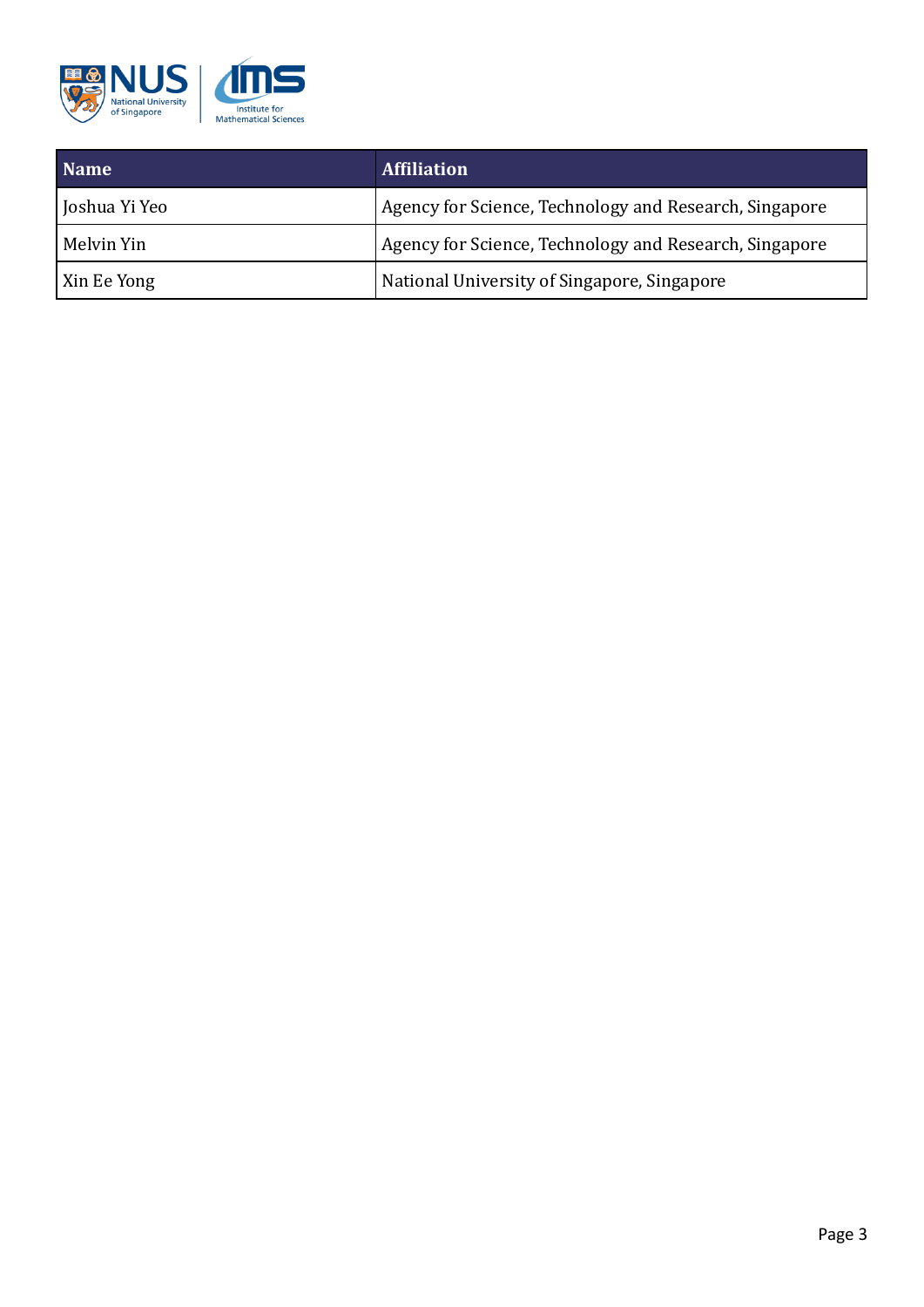| Name | Affiliation |
|---|---|
| Joshua Yi Yeo | Agency for Science, Technology and Research, Singapore |
| Melvin Yin | Agency for Science, Technology and Research, Singapore |
| Xin Ee Yong | National University of Singapore, Singapore |